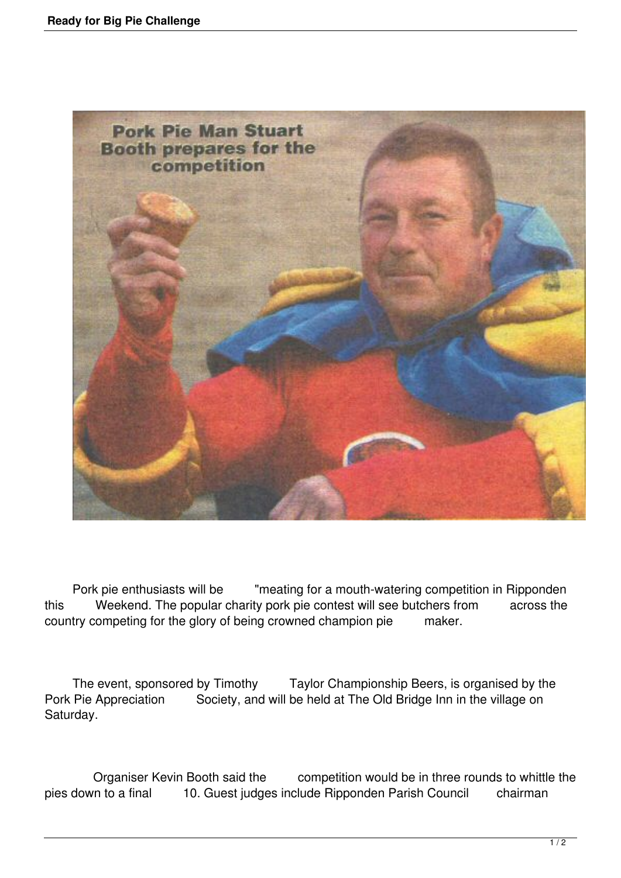Pork Pie Man Stuart Booth prepares for the competition

Pork pie enthusiasts will be "meating for a mouth-watering competition in Ripponden this Weekend. The popular charity pork pie contest will see butchers from across the country competing for the glory of being crowned champion pie maker.

The event, sponsored by Timothy Taylor Championship Beers, is organised by the Pork Pie Appreciation Society, and will be held at The Old Bridge Inn in the village on Saturday.

Organiser Kevin Booth said the competition would be in three rounds to whittle the pies down to a final 10. Guest judges include Ripponden Parish Council chairman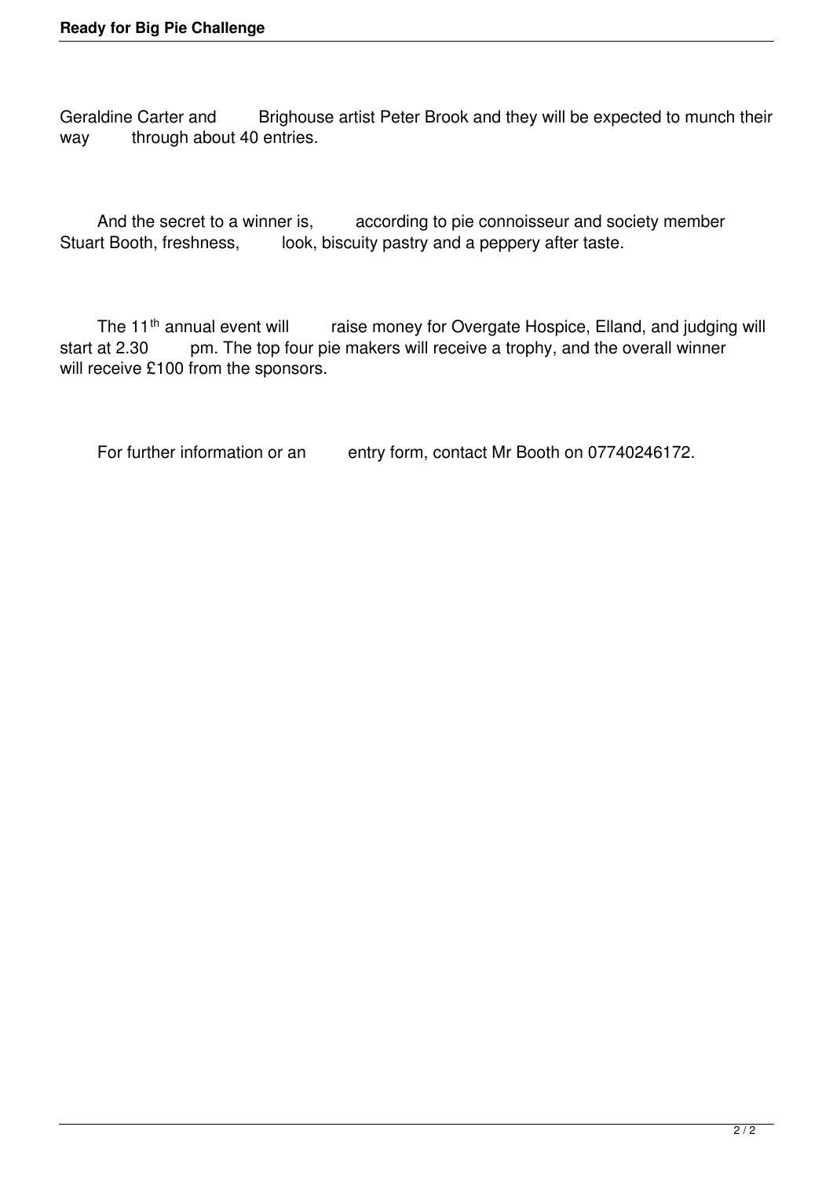Geraldine Carter and Brighouse artist Peter Brook and they will be expected to munch their way through about 40 entries.

And the secret to a winner is, according to pie connoisseur and society member Stuart Booth, freshness, look, biscuity pastry and a peppery after taste.

The 11th annual event will raise money for Overgate Hospice, Elland, and judging will start at 2.30 pm. The top four pie makers will receive a trophy, and the overall winner will receive £100 from the sponsors.

For further information or an entry form, contact Mr Booth on 07740246172.